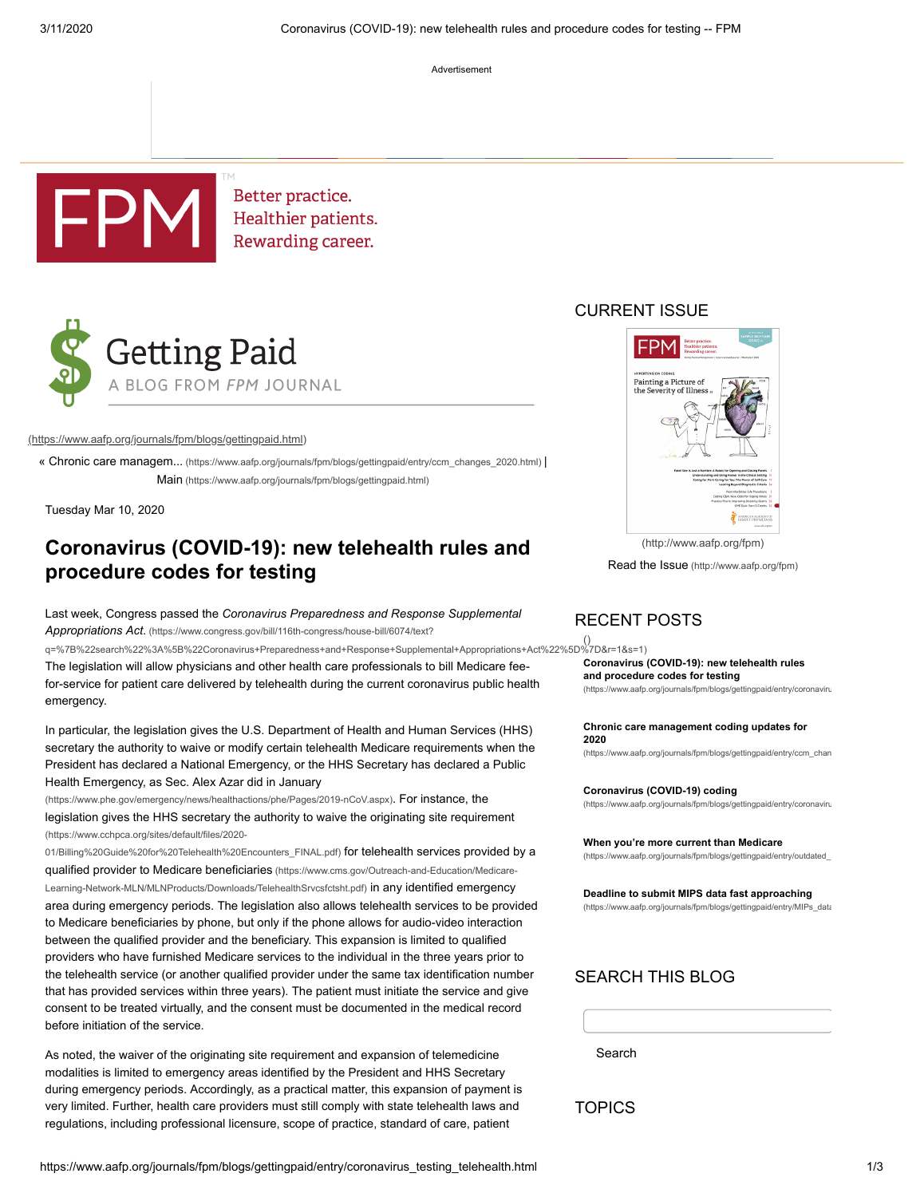Advertisement

FPM

Better practice.
Healthier patients.
Rewarding career.

# Getting Paid

A BLOG FROM *FPM* JOURNAL

(https://www.aafp.org/journals/fpm/blogs/gettingpaid.html)

« Chronic care managem... (https://www.aafp.org/journals/fpm/blogs/gettingpaid/entry/ccm_changes_2020.html) | Main (https://www.aafp.org/journals/fpm/blogs/gettingpaid.html)

Tuesday Mar 10, 2020

## Coronavirus (COVID-19): new telehealth rules and procedure codes for testing

Last week, Congress passed the *Coronavirus Preparedness and Response Supplemental Appropriations Act.* (https://www.congress.gov/bill/116th-congress/house-bill/6074/text?q=%7B%22search%22%3A%5B%22Coronavirus+Preparedness+and+Response+Supplemental+Appropriations+Act%22%5D%7D&r=1&s=1) The legislation will allow physicians and other health care professionals to bill Medicare fee-for-service for patient care delivered by telehealth during the current coronavirus public health emergency.

In particular, the legislation gives the U.S. Department of Health and Human Services (HHS) secretary the authority to waive or modify certain telehealth Medicare requirements when the President has declared a National Emergency, or the HHS Secretary has declared a Public Health Emergency, as Sec. Alex Azar did in January (https://www.phe.gov/emergency/news/healthactions/phe/Pages/2019-nCoV.aspx). For instance, the legislation gives the HHS secretary the authority to waive the originating site requirement (https://www.cchpca.org/sites/default/files/2020-01/Billing%20Guide%20for%20Telehealth%20Encounters_FINAL.pdf) for telehealth services provided by a qualified provider to Medicare beneficiaries (https://www.cms.gov/Outreach-and-Education/Medicare-Learning-Network-MLN/MLNProducts/Downloads/TelehealthSrvcsfctsht.pdf) in any identified emergency area during emergency periods. The legislation also allows telehealth services to be provided to Medicare beneficiaries by phone, but only if the phone allows for audio-video interaction between the qualified provider and the beneficiary. This expansion is limited to qualified providers who have furnished Medicare services to the individual in the three years prior to the telehealth service (or another qualified provider under the same tax identification number that has provided services within three years). The patient must initiate the service and give consent to be treated virtually, and the consent must be documented in the medical record before initiation of the service.

As noted, the waiver of the originating site requirement and expansion of telemedicine modalities is limited to emergency areas identified by the President and HHS Secretary during emergency periods. Accordingly, as a practical matter, this expansion of payment is very limited. Further, health care providers must still comply with state telehealth laws and regulations, including professional licensure, scope of practice, standard of care, patient

## CURRENT ISSUE

(http://www.aafp.org/fpm)

Read the Issue (http://www.aafp.org/fpm)

## RECENT POSTS

()

**Coronavirus (COVID-19): new telehealth rules and procedure codes for testing**
(https://www.aafp.org/journals/fpm/blogs/gettingpaid/entry/coronaviru

**Chronic care management coding updates for 2020**
(https://www.aafp.org/journals/fpm/blogs/gettingpaid/entry/ccm_chan

**Coronavirus (COVID-19) coding**
(https://www.aafp.org/journals/fpm/blogs/gettingpaid/entry/coronaviru

**When you're more current than Medicare**
(https://www.aafp.org/journals/fpm/blogs/gettingpaid/entry/outdated_

**Deadline to submit MIPS data fast approaching**
(https://www.aafp.org/journals/fpm/blogs/gettingpaid/entry/MIPS_data

## SEARCH THIS BLOG

Search

## TOPICS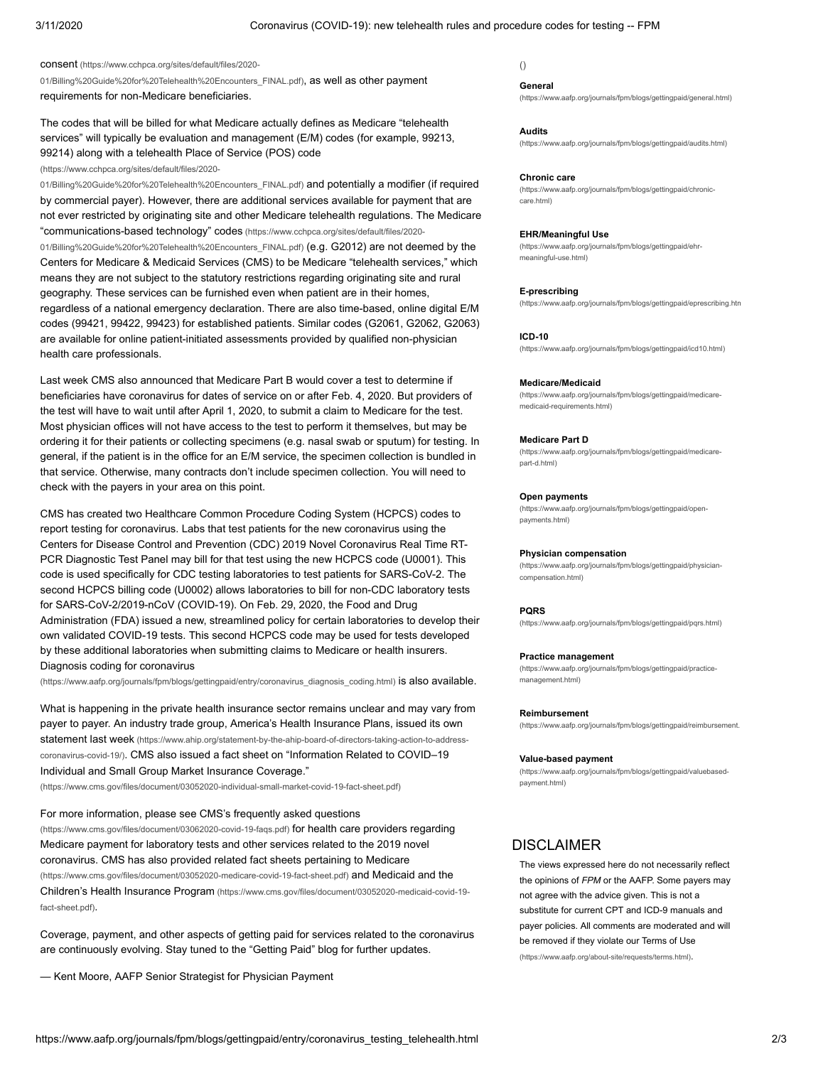consent (https://www.cchpca.org/sites/default/files/2020-01/Billing%20Guide%20for%20Telehealth%20Encounters_FINAL.pdf), as well as other payment requirements for non-Medicare beneficiaries.

The codes that will be billed for what Medicare actually defines as Medicare "telehealth services" will typically be evaluation and management (E/M) codes (for example, 99213, 99214) along with a telehealth Place of Service (POS) code (https://www.cchpca.org/sites/default/files/2020-01/Billing%20Guide%20for%20Telehealth%20Encounters_FINAL.pdf) and potentially a modifier (if required by commercial payer). However, there are additional services available for payment that are not ever restricted by originating site and other Medicare telehealth regulations. The Medicare "communications-based technology" codes (https://www.cchpca.org/sites/default/files/2020-01/Billing%20Guide%20for%20Telehealth%20Encounters_FINAL.pdf) (e.g. G2012) are not deemed by the Centers for Medicare & Medicaid Services (CMS) to be Medicare "telehealth services," which means they are not subject to the statutory restrictions regarding originating site and rural geography. These services can be furnished even when patient are in their homes, regardless of a national emergency declaration. There are also time-based, online digital E/M codes (99421, 99422, 99423) for established patients. Similar codes (G2061, G2062, G2063) are available for online patient-initiated assessments provided by qualified non-physician health care professionals.

Last week CMS also announced that Medicare Part B would cover a test to determine if beneficiaries have coronavirus for dates of service on or after Feb. 4, 2020. But providers of the test will have to wait until after April 1, 2020, to submit a claim to Medicare for the test. Most physician offices will not have access to the test to perform it themselves, but may be ordering it for their patients or collecting specimens (e.g. nasal swab or sputum) for testing. In general, if the patient is in the office for an E/M service, the specimen collection is bundled in that service. Otherwise, many contracts don't include specimen collection. You will need to check with the payers in your area on this point.

CMS has created two Healthcare Common Procedure Coding System (HCPCS) codes to report testing for coronavirus. Labs that test patients for the new coronavirus using the Centers for Disease Control and Prevention (CDC) 2019 Novel Coronavirus Real Time RT-PCR Diagnostic Test Panel may bill for that test using the new HCPCS code (U0001). This code is used specifically for CDC testing laboratories to test patients for SARS-CoV-2. The second HCPCS billing code (U0002) allows laboratories to bill for non-CDC laboratory tests for SARS-CoV-2/2019-nCoV (COVID-19). On Feb. 29, 2020, the Food and Drug Administration (FDA) issued a new, streamlined policy for certain laboratories to develop their own validated COVID-19 tests. This second HCPCS code may be used for tests developed by these additional laboratories when submitting claims to Medicare or health insurers. Diagnosis coding for coronavirus (https://www.aafp.org/journals/fpm/blogs/gettingpaid/entry/coronavirus_diagnosis_coding.html) is also available.

What is happening in the private health insurance sector remains unclear and may vary from payer to payer. An industry trade group, America's Health Insurance Plans, issued its own statement last week (https://www.ahip.org/statement-by-the-ahip-board-of-directors-taking-action-to-address-coronavirus-covid-19/). CMS also issued a fact sheet on "Information Related to COVID–19 Individual and Small Group Market Insurance Coverage." (https://www.cms.gov/files/document/03052020-individual-small-market-covid-19-fact-sheet.pdf)

For more information, please see CMS's frequently asked questions (https://www.cms.gov/files/document/03062020-covid-19-faqs.pdf) for health care providers regarding Medicare payment for laboratory tests and other services related to the 2019 novel coronavirus. CMS has also provided related fact sheets pertaining to Medicare (https://www.cms.gov/files/document/03052020-medicare-covid-19-fact-sheet.pdf) and Medicaid and the Children's Health Insurance Program (https://www.cms.gov/files/document/03052020-medicaid-covid-19-fact-sheet.pdf).

Coverage, payment, and other aspects of getting paid for services related to the coronavirus are continuously evolving. Stay tuned to the "Getting Paid" blog for further updates.

— Kent Moore, AAFP Senior Strategist for Physician Payment

()

**General**
(https://www.aafp.org/journals/fpm/blogs/gettingpaid/general.html)

**Audits**
(https://www.aafp.org/journals/fpm/blogs/gettingpaid/audits.html)

**Chronic care**
(https://www.aafp.org/journals/fpm/blogs/gettingpaid/chronic-care.html)

**EHR/Meaningful Use**
(https://www.aafp.org/journals/fpm/blogs/gettingpaid/ehr-meaningful-use.html)

**E-prescribing**
(https://www.aafp.org/journals/fpm/blogs/gettingpaid/eprescribing.htm

**ICD-10**
(https://www.aafp.org/journals/fpm/blogs/gettingpaid/icd10.html)

**Medicare/Medicaid**
(https://www.aafp.org/journals/fpm/blogs/gettingpaid/medicare-medicaid-requirements.html)

**Medicare Part D**
(https://www.aafp.org/journals/fpm/blogs/gettingpaid/medicare-part-d.html)

**Open payments**
(https://www.aafp.org/journals/fpm/blogs/gettingpaid/open-payments.html)

**Physician compensation**
(https://www.aafp.org/journals/fpm/blogs/gettingpaid/physician-compensation.html)

**PQRS**
(https://www.aafp.org/journals/fpm/blogs/gettingpaid/pqrs.html)

**Practice management**
(https://www.aafp.org/journals/fpm/blogs/gettingpaid/practice-management.html)

**Reimbursement**
(https://www.aafp.org/journals/fpm/blogs/gettingpaid/reimbursement.

**Value-based payment**
(https://www.aafp.org/journals/fpm/blogs/gettingpaid/valuebased-payment.html)

## DISCLAIMER

The views expressed here do not necessarily reflect the opinions of *FPM* or the AAFP. Some payers may not agree with the advice given. This is not a substitute for current CPT and ICD-9 manuals and payer policies. All comments are moderated and will be removed if they violate our Terms of Use (https://www.aafp.org/about-site/requests/terms.html).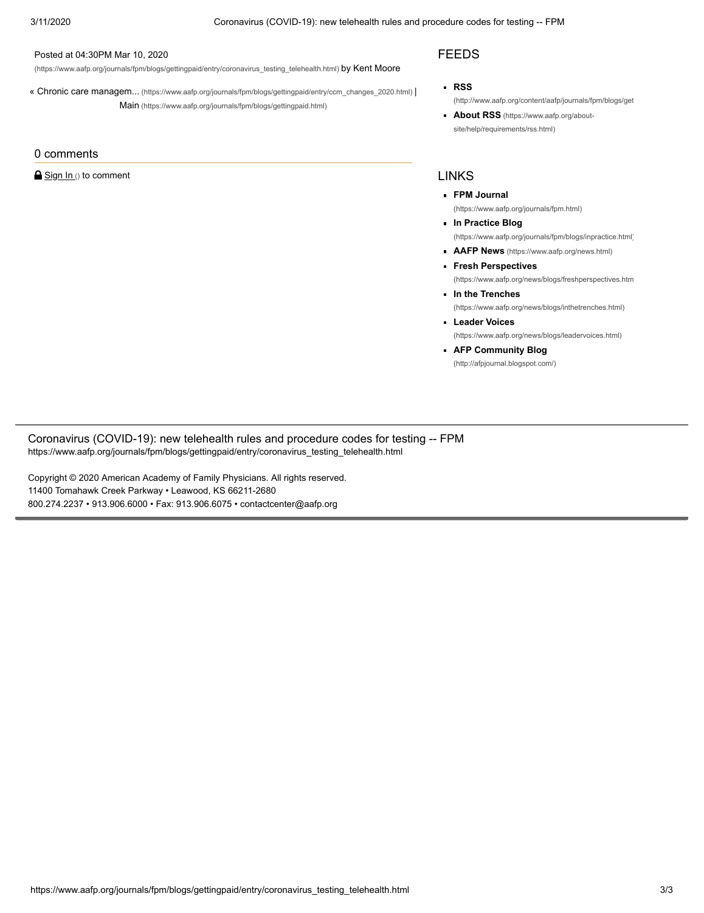Posted at 04:30PM Mar 10, 2020 (https://www.aafp.org/journals/fpm/blogs/gettingpaid/entry/coronavirus_testing_telehealth.html) by Kent Moore

« Chronic care managem... (https://www.aafp.org/journals/fpm/blogs/gettingpaid/entry/ccm_changes_2020.html) | Main (https://www.aafp.org/journals/fpm/blogs/gettingpaid.html)

## 0 comments

Sign In () to comment

## FEEDS

- **RSS** (http://www.aafp.org/content/aafp/journals/fpm/blogs/get
- **About RSS** (https://www.aafp.org/about-site/help/requirements/rss.html)

## LINKS

- **FPM Journal** (https://www.aafp.org/journals/fpm.html)
- **In Practice Blog** (https://www.aafp.org/journals/fpm/blogs/inpractice.html)
- **AAFP News** (https://www.aafp.org/news.html)
- **Fresh Perspectives** (https://www.aafp.org/news/blogs/freshperspectives.htm
- **In the Trenches** (https://www.aafp.org/news/blogs/inthetrenches.html)
- **Leader Voices** (https://www.aafp.org/news/blogs/leadervoices.html)
- **AFP Community Blog** (http://afpjournal.blogspot.com/)

---

Coronavirus (COVID-19): new telehealth rules and procedure codes for testing -- FPM
https://www.aafp.org/journals/fpm/blogs/gettingpaid/entry/coronavirus_testing_telehealth.html

Copyright © 2020 American Academy of Family Physicians. All rights reserved.
11400 Tomahawk Creek Parkway • Leawood, KS 66211-2680
800.274.2237 • 913.906.6000 • Fax: 913.906.6075 • contactcenter@aafp.org